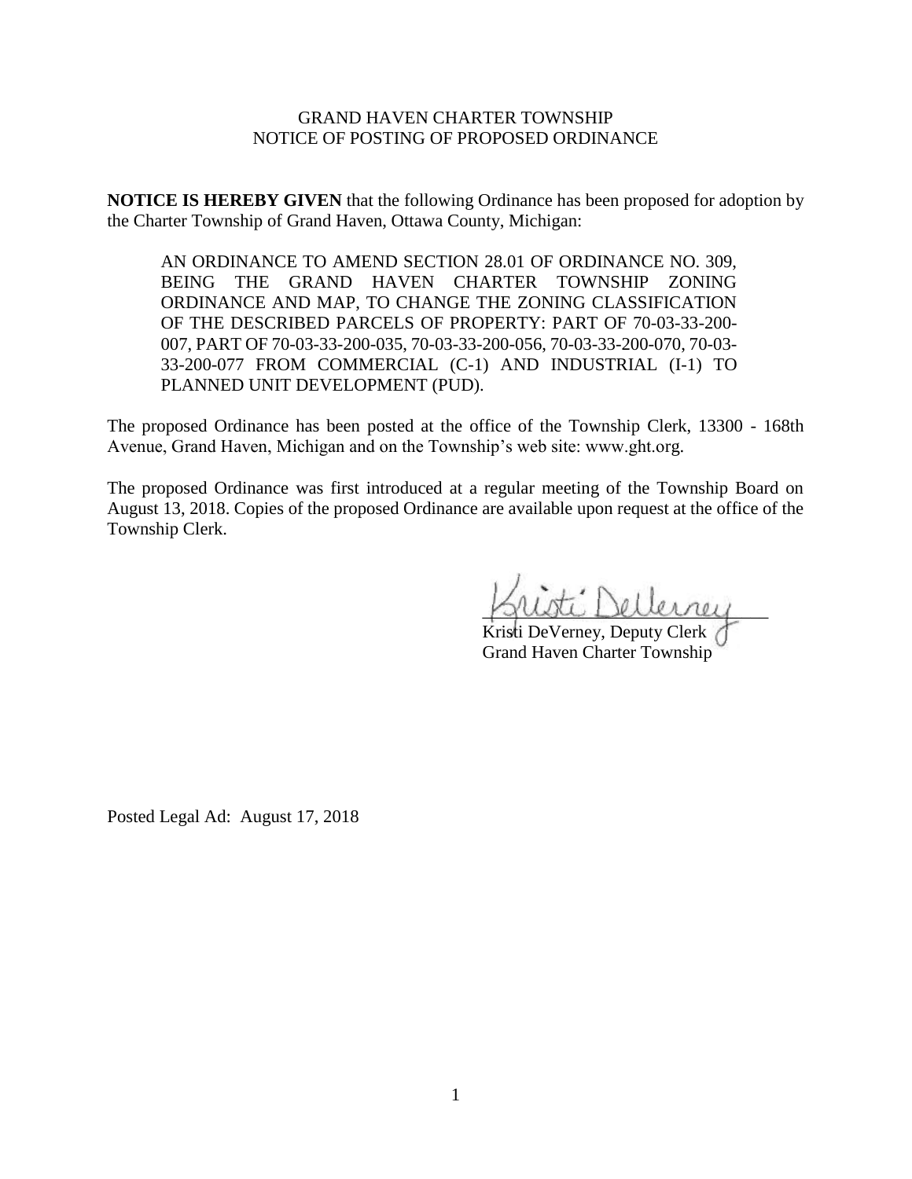GRAND HAVEN CHARTER TOWNSHIP
NOTICE OF POSTING OF PROPOSED ORDINANCE

**NOTICE IS HEREBY GIVEN** that the following Ordinance has been proposed for adoption by the Charter Township of Grand Haven, Ottawa County, Michigan:

> AN ORDINANCE TO AMEND SECTION 28.01 OF ORDINANCE NO. 309, BEING THE GRAND HAVEN CHARTER TOWNSHIP ZONING ORDINANCE AND MAP, TO CHANGE THE ZONING CLASSIFICATION OF THE DESCRIBED PARCELS OF PROPERTY: PART OF 70-03-33-200-007, PART OF 70-03-33-200-035, 70-03-33-200-056, 70-03-33-200-070, 70-03-33-200-077 FROM COMMERCIAL (C-1) AND INDUSTRIAL (I-1) TO PLANNED UNIT DEVELOPMENT (PUD).

The proposed Ordinance has been posted at the office of the Township Clerk, 13300 - 168th Avenue, Grand Haven, Michigan and on the Township's web site: www.ght.org.

The proposed Ordinance was first introduced at a regular meeting of the Township Board on August 13, 2018. Copies of the proposed Ordinance are available upon request at the office of the Township Clerk.

Kristi DeVerney
Kristi DeVerney, Deputy Clerk
Grand Haven Charter Township

Posted Legal Ad: August 17, 2018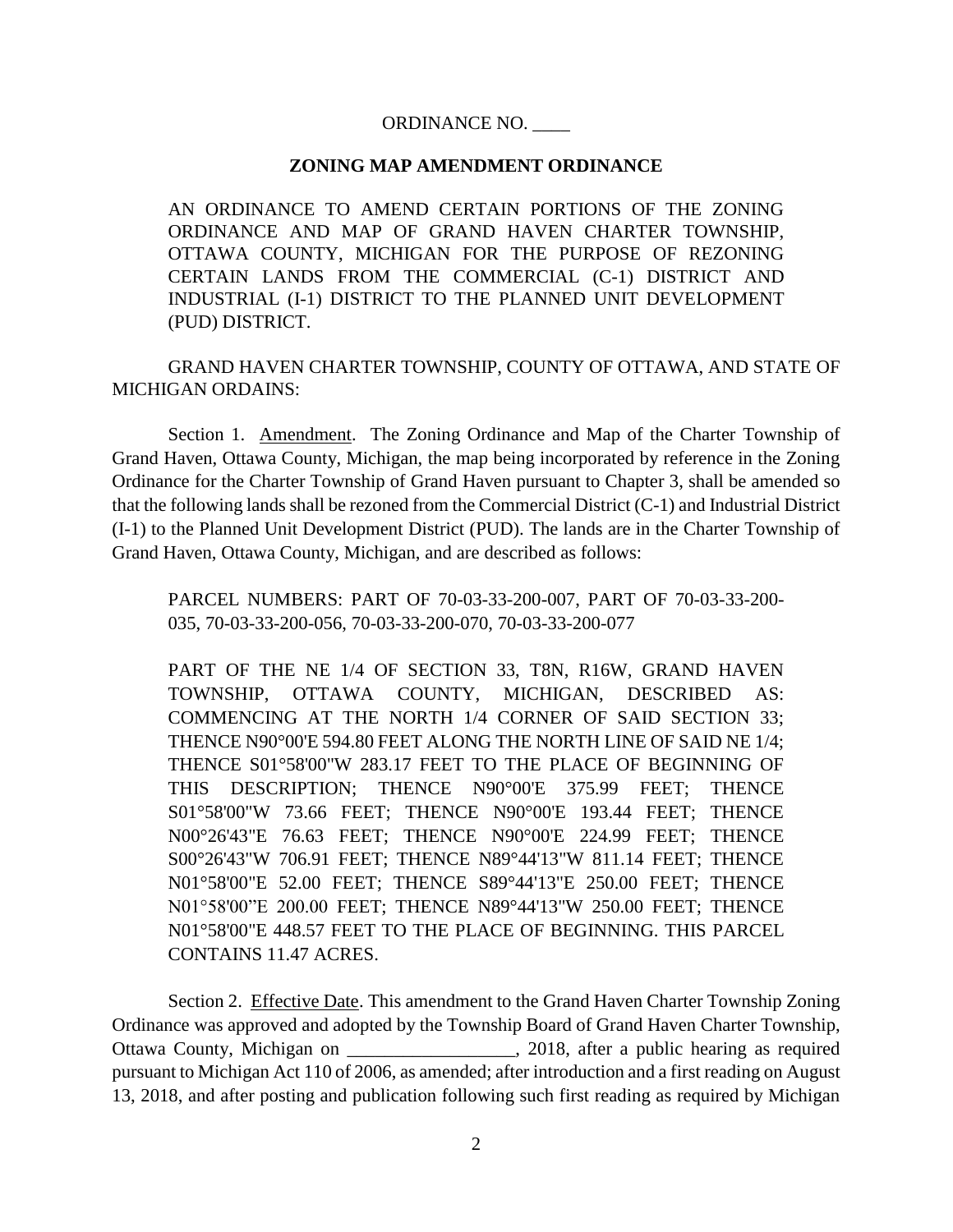ORDINANCE NO. ____

**ZONING MAP AMENDMENT ORDINANCE**

AN ORDINANCE TO AMEND CERTAIN PORTIONS OF THE ZONING ORDINANCE AND MAP OF GRAND HAVEN CHARTER TOWNSHIP, OTTAWA COUNTY, MICHIGAN FOR THE PURPOSE OF REZONING CERTAIN LANDS FROM THE COMMERCIAL (C-1) DISTRICT AND INDUSTRIAL (I-1) DISTRICT TO THE PLANNED UNIT DEVELOPMENT (PUD) DISTRICT.

GRAND HAVEN CHARTER TOWNSHIP, COUNTY OF OTTAWA, AND STATE OF MICHIGAN ORDAINS:

Section 1. Amendment. The Zoning Ordinance and Map of the Charter Township of Grand Haven, Ottawa County, Michigan, the map being incorporated by reference in the Zoning Ordinance for the Charter Township of Grand Haven pursuant to Chapter 3, shall be amended so that the following lands shall be rezoned from the Commercial District (C-1) and Industrial District (I-1) to the Planned Unit Development District (PUD). The lands are in the Charter Township of Grand Haven, Ottawa County, Michigan, and are described as follows:

PARCEL NUMBERS: PART OF 70-03-33-200-007, PART OF 70-03-33-200-035, 70-03-33-200-056, 70-03-33-200-070, 70-03-33-200-077

PART OF THE NE 1/4 OF SECTION 33, T8N, R16W, GRAND HAVEN TOWNSHIP, OTTAWA COUNTY, MICHIGAN, DESCRIBED AS: COMMENCING AT THE NORTH 1/4 CORNER OF SAID SECTION 33; THENCE N90°00'E 594.80 FEET ALONG THE NORTH LINE OF SAID NE 1/4; THENCE S01°58'00"W 283.17 FEET TO THE PLACE OF BEGINNING OF THIS DESCRIPTION; THENCE N90°00'E 375.99 FEET; THENCE S01°58'00"W 73.66 FEET; THENCE N90°00'E 193.44 FEET; THENCE N00°26'43"E 76.63 FEET; THENCE N90°00'E 224.99 FEET; THENCE S00°26'43"W 706.91 FEET; THENCE N89°44'13"W 811.14 FEET; THENCE N01°58'00"E 52.00 FEET; THENCE S89°44'13"E 250.00 FEET; THENCE N01°58'00"E 200.00 FEET; THENCE N89°44'13"W 250.00 FEET; THENCE N01°58'00"E 448.57 FEET TO THE PLACE OF BEGINNING. THIS PARCEL CONTAINS 11.47 ACRES.

Section 2. Effective Date. This amendment to the Grand Haven Charter Township Zoning Ordinance was approved and adopted by the Township Board of Grand Haven Charter Township, Ottawa County, Michigan on ________________, 2018, after a public hearing as required pursuant to Michigan Act 110 of 2006, as amended; after introduction and a first reading on August 13, 2018, and after posting and publication following such first reading as required by Michigan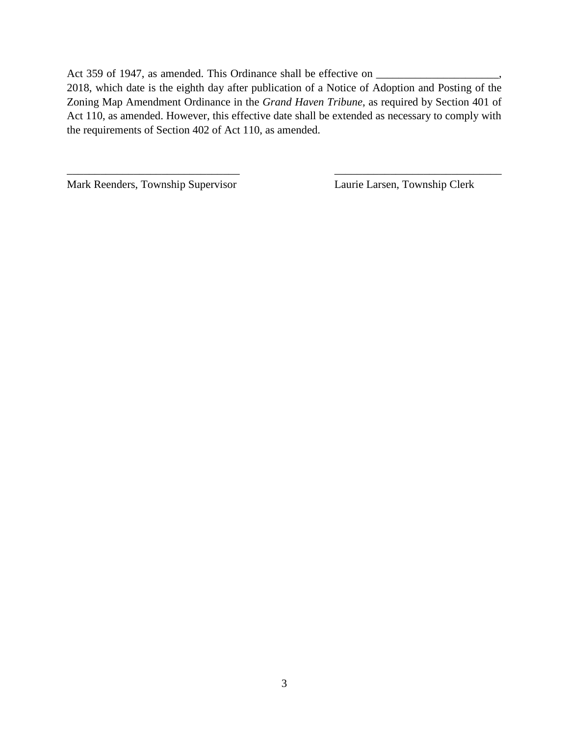Act 359 of 1947, as amended. This Ordinance shall be effective on ______________________, 2018, which date is the eighth day after publication of a Notice of Adoption and Posting of the Zoning Map Amendment Ordinance in the *Grand Haven Tribune*, as required by Section 401 of Act 110, as amended. However, this effective date shall be extended as necessary to comply with the requirements of Section 402 of Act 110, as amended.

_______________________________ 
Mark Reenders, Township Supervisor

_______________________________ 
Laurie Larsen, Township Clerk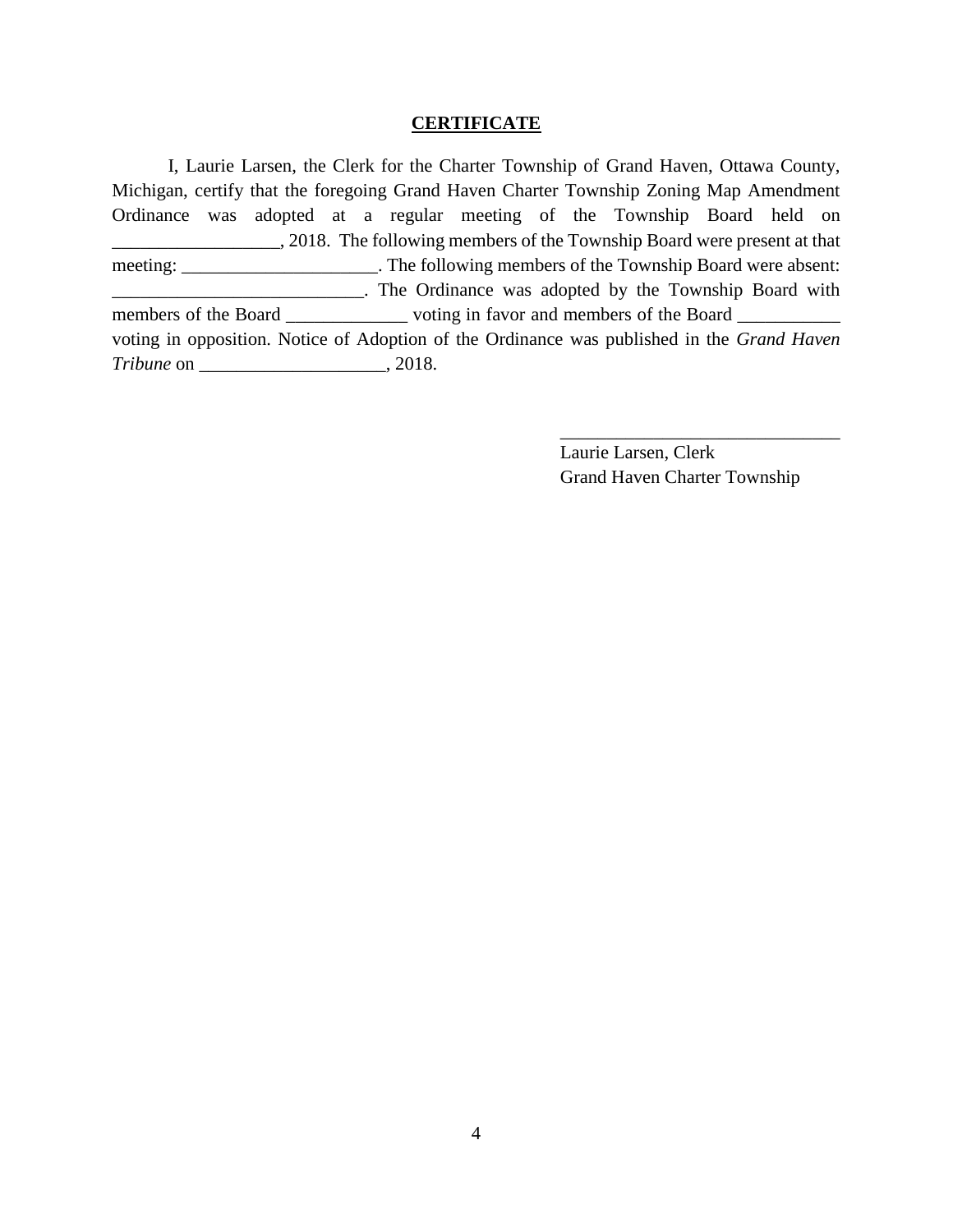**CERTIFICATE**

I, Laurie Larsen, the Clerk for the Charter Township of Grand Haven, Ottawa County, Michigan, certify that the foregoing Grand Haven Charter Township Zoning Map Amendment Ordinance was adopted at a regular meeting of the Township Board held on __________________, 2018. The following members of the Township Board were present at that meeting: ______________________. The following members of the Township Board were absent: ___________________________. The Ordinance was adopted by the Township Board with members of the Board _____________ voting in favor and members of the Board ___________ voting in opposition. Notice of Adoption of the Ordinance was published in the *Grand Haven Tribune* on ____________________, 2018.

_______________________________
Laurie Larsen, Clerk
Grand Haven Charter Township